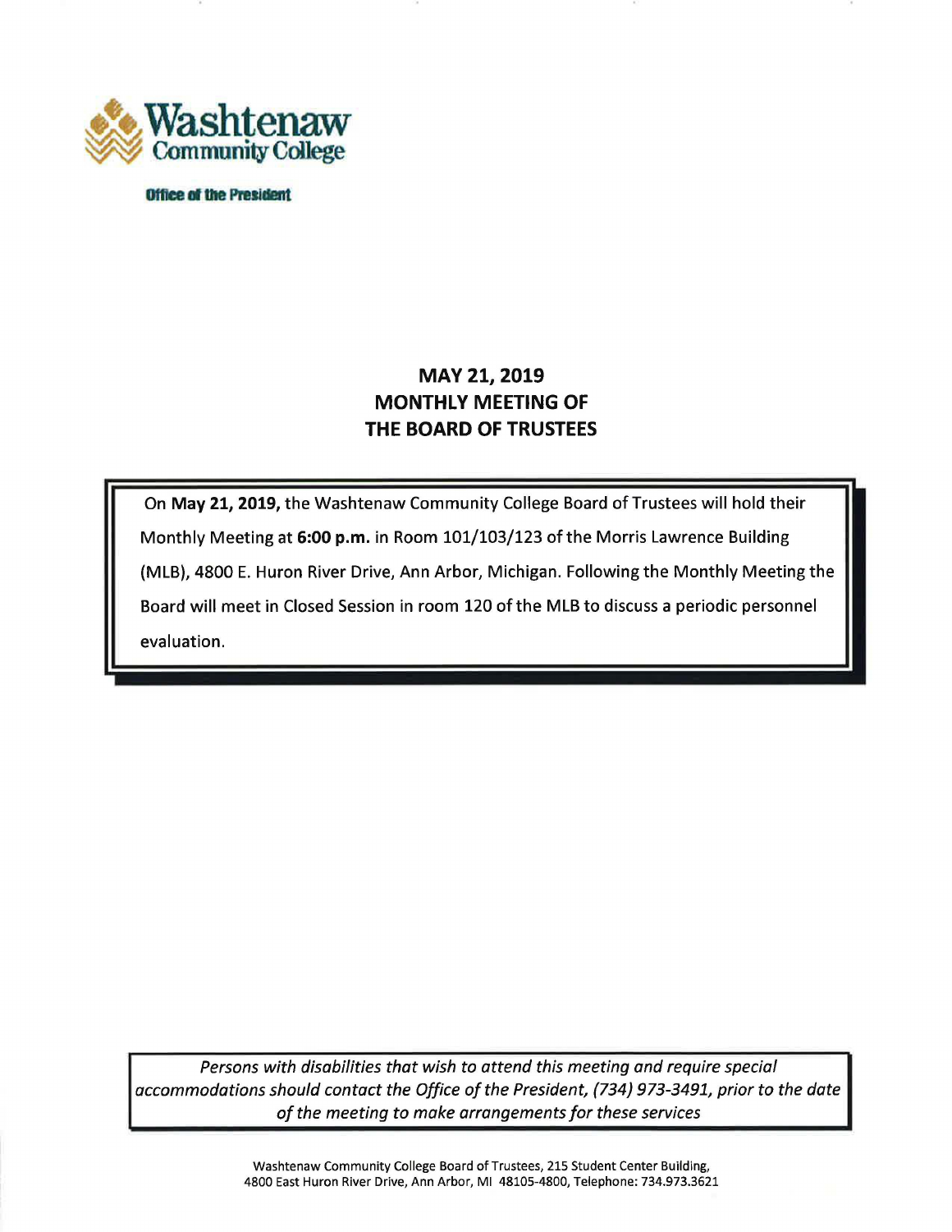**Washtenaw Community College**

**Office of the President**

# MAY 21, 2019
# MONTHLY MEETING OF
# THE BOARD OF TRUSTEES

On **May 21, 2019,** the Washtenaw Community College Board of Trustees will hold their Monthly Meeting at **6:00 p.m.** in Room 101/103/123 of the Morris Lawrence Building (MLB), 4800 E. Huron River Drive, Ann Arbor, Michigan. Following the Monthly Meeting the Board will meet in Closed Session in room 120 of the MLB to discuss a periodic personnel evaluation.

*Persons with disabilities that wish to attend this meeting and require special accommodations should contact the Office of the President, (734) 973-3491, prior to the date of the meeting to make arrangements for these services*

Washtenaw Community College Board of Trustees, 215 Student Center Building, 4800 East Huron River Drive, Ann Arbor, MI 48105-4800, Telephone: 734.973.3621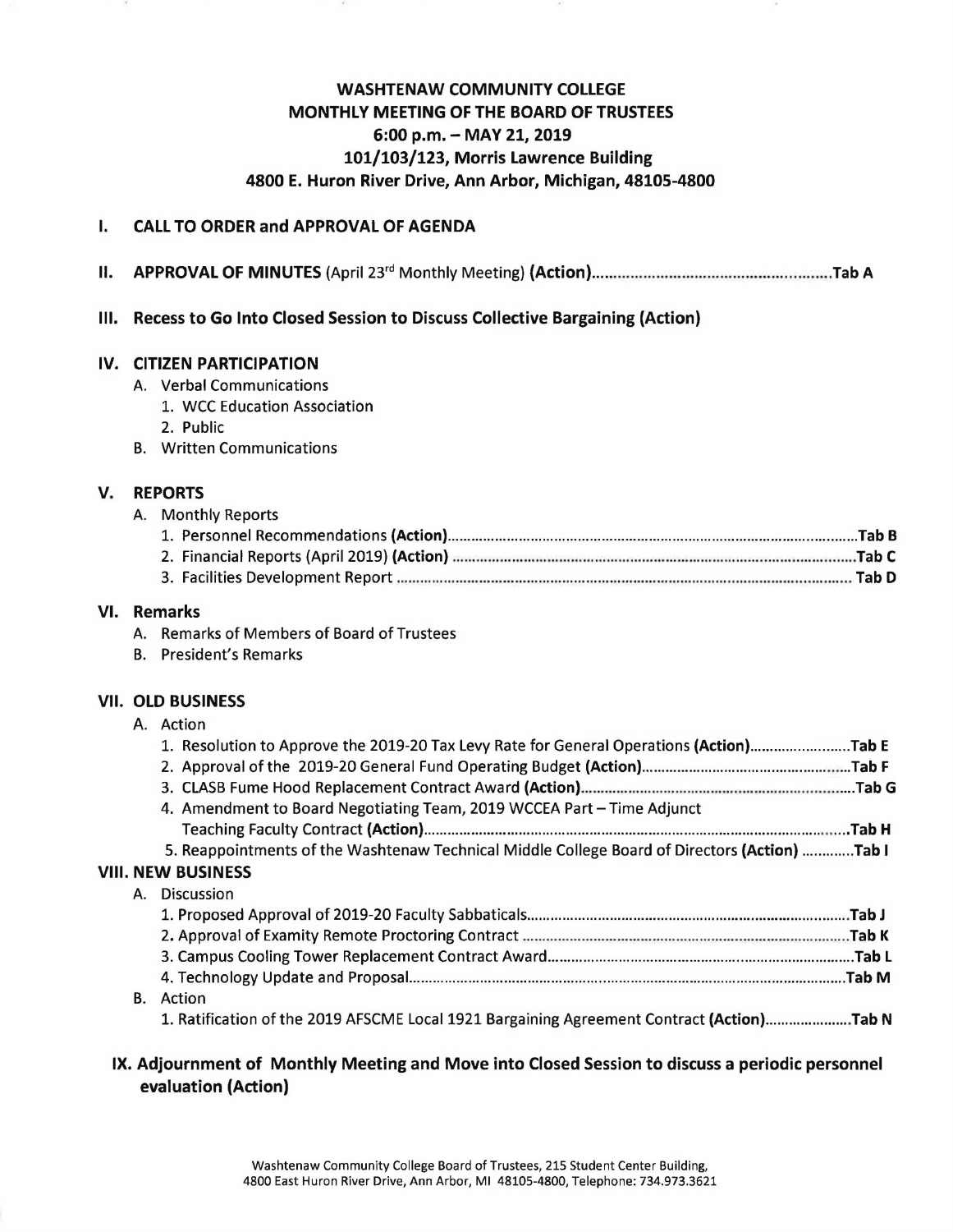# WASHTENAW COMMUNITY COLLEGE
## MONTHLY MEETING OF THE BOARD OF TRUSTEES
### 6:00 p.m. – MAY 21, 2019
### 101/103/123, Morris Lawrence Building
### 4800 E. Huron River Drive, Ann Arbor, Michigan, 48105-4800

## I. CALL TO ORDER and APPROVAL OF AGENDA

## II. APPROVAL OF MINUTES (April 23rd Monthly Meeting) (Action) .......... Tab A

## III. Recess to Go Into Closed Session to Discuss Collective Bargaining (Action)

## IV. CITIZEN PARTICIPATION

A. Verbal Communications
   1. WCC Education Association
   2. Public

B. Written Communications

## V. REPORTS

A. Monthly Reports
   1. Personnel Recommendations **(Action)** .......... **Tab B**
   2. Financial Reports (April 2019) **(Action)** .......... **Tab C**
   3. Facilities Development Report .......... **Tab D**

## VI. Remarks

A. Remarks of Members of Board of Trustees

B. President's Remarks

## VII. OLD BUSINESS

A. Action
   1. Resolution to Approve the 2019-20 Tax Levy Rate for General Operations **(Action)** .......... **Tab E**
   2. Approval of the 2019-20 General Fund Operating Budget **(Action)** .......... **Tab F**
   3. CLASB Fume Hood Replacement Contract Award **(Action)** .......... **Tab G**
   4. Amendment to Board Negotiating Team, 2019 WCCEA Part – Time Adjunct Teaching Faculty Contract **(Action)** .......... **Tab H**
   5. Reappointments of the Washtenaw Technical Middle College Board of Directors **(Action)** .......... **Tab I**

## VIII. NEW BUSINESS

A. Discussion
   1. Proposed Approval of 2019-20 Faculty Sabbaticals .......... **Tab J**
   2. Approval of Examity Remote Proctoring Contract .......... **Tab K**
   3. Campus Cooling Tower Replacement Contract Award .......... **Tab L**
   4. Technology Update and Proposal .......... **Tab M**

B. Action
   1. Ratification of the 2019 AFSCME Local 1921 Bargaining Agreement Contract **(Action)** .......... **Tab N**

## IX. Adjournment of Monthly Meeting and Move into Closed Session to discuss a periodic personnel evaluation (Action)

Washtenaw Community College Board of Trustees, 215 Student Center Building, 4800 East Huron River Drive, Ann Arbor, MI 48105-4800, Telephone: 734.973.3621